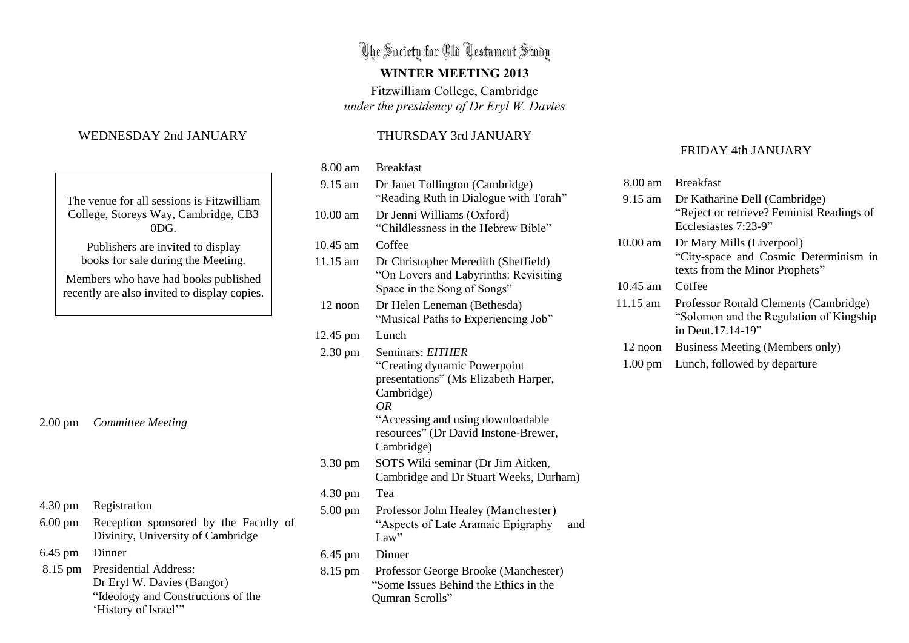# The Society for Old Testament Study

## WINTER MEETING 2013

Fitzwilliam College, Cambridge

*under the presidency of Dr Eryl W. Davies*

### WEDNESDAY 2nd JANUARY

The venue for all sessions is Fitzwilliam College, Storeys Way, Cambridge, CB3 0DG.

Publishers are invited to display books for sale during the Meeting.

Members who have had books published recently are also invited to display copies.

2.00 pm *Committee Meeting*

4.30 pm Registration

6.00 pm Reception sponsored by the Faculty of Divinity, University of Cambridge

6.45 pm Dinner

8.15 pm Presidential Address:
Dr Eryl W. Davies (Bangor)
"Ideology and Constructions of the 'History of Israel'"

### THURSDAY 3rd JANUARY

8.00 am Breakfast

9.15 am Dr Janet Tollington (Cambridge)
"Reading Ruth in Dialogue with Torah"

10.00 am Dr Jenni Williams (Oxford)
"Childlessness in the Hebrew Bible"

10.45 am Coffee

11.15 am Dr Christopher Meredith (Sheffield)
"On Lovers and Labyrinths: Revisiting Space in the Song of Songs"

12 noon Dr Helen Leneman (Bethesda)
"Musical Paths to Experiencing Job"

12.45 pm Lunch

2.30 pm Seminars: *EITHER*
"Creating dynamic Powerpoint presentations" (Ms Elizabeth Harper, Cambridge)
*OR*
"Accessing and using downloadable resources" (Dr David Instone-Brewer, Cambridge)

3.30 pm SOTS Wiki seminar (Dr Jim Aitken, Cambridge and Dr Stuart Weeks, Durham)

4.30 pm Tea

5.00 pm Professor John Healey (Manchester)
"Aspects of Late Aramaic Epigraphy and Law"

6.45 pm Dinner

8.15 pm Professor George Brooke (Manchester)
"Some Issues Behind the Ethics in the Qumran Scrolls"

### FRIDAY 4th JANUARY

8.00 am Breakfast

9.15 am Dr Katharine Dell (Cambridge)
"Reject or retrieve? Feminist Readings of Ecclesiastes 7:23-9"

10.00 am Dr Mary Mills (Liverpool)
"City-space and Cosmic Determinism in texts from the Minor Prophets"

10.45 am Coffee

11.15 am Professor Ronald Clements (Cambridge)
"Solomon and the Regulation of Kingship in Deut.17.14-19"

12 noon Business Meeting (Members only)

1.00 pm Lunch, followed by departure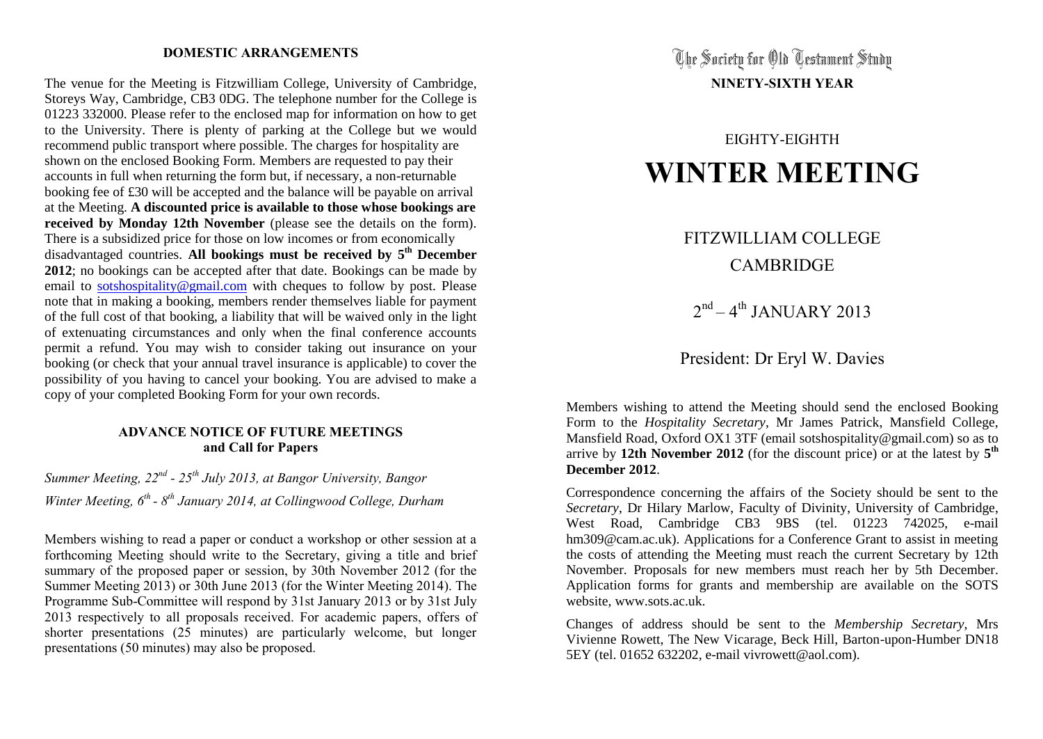## DOMESTIC ARRANGEMENTS

The venue for the Meeting is Fitzwilliam College, University of Cambridge, Storeys Way, Cambridge, CB3 0DG. The telephone number for the College is 01223 332000. Please refer to the enclosed map for information on how to get to the University. There is plenty of parking at the College but we would recommend public transport where possible. The charges for hospitality are shown on the enclosed Booking Form. Members are requested to pay their accounts in full when returning the form but, if necessary, a non-returnable booking fee of £30 will be accepted and the balance will be payable on arrival at the Meeting. **A discounted price is available to those whose bookings are received by Monday 12th November** (please see the details on the form). There is a subsidized price for those on low incomes or from economically disadvantaged countries. **All bookings must be received by 5th December 2012**; no bookings can be accepted after that date. Bookings can be made by email to sotshospitality@gmail.com with cheques to follow by post. Please note that in making a booking, members render themselves liable for payment of the full cost of that booking, a liability that will be waived only in the light of extenuating circumstances and only when the final conference accounts permit a refund. You may wish to consider taking out insurance on your booking (or check that your annual travel insurance is applicable) to cover the possibility of you having to cancel your booking. You are advised to make a copy of your completed Booking Form for your own records.

## ADVANCE NOTICE OF FUTURE MEETINGS and Call for Papers

*Summer Meeting, 22nd - 25th July 2013, at Bangor University, Bangor*

*Winter Meeting, 6th - 8th January 2014, at Collingwood College, Durham*

Members wishing to read a paper or conduct a workshop or other session at a forthcoming Meeting should write to the Secretary, giving a title and brief summary of the proposed paper or session, by 30th November 2012 (for the Summer Meeting 2013) or 30th June 2013 (for the Winter Meeting 2014). The Programme Sub-Committee will respond by 31st January 2013 or by 31st July 2013 respectively to all proposals received. For academic papers, offers of shorter presentations (25 minutes) are particularly welcome, but longer presentations (50 minutes) may also be proposed.

The Society for Old Testament Study

**NINETY-SIXTH YEAR**

EIGHTY-EIGHTH

# WINTER MEETING

FITZWILLIAM COLLEGE

CAMBRIDGE

2nd – 4th JANUARY 2013

President: Dr Eryl W. Davies

Members wishing to attend the Meeting should send the enclosed Booking Form to the *Hospitality Secretary*, Mr James Patrick, Mansfield College, Mansfield Road, Oxford OX1 3TF (email sotshospitality@gmail.com) so as to arrive by **12th November 2012** (for the discount price) or at the latest by **5th December 2012**.

Correspondence concerning the affairs of the Society should be sent to the *Secretary*, Dr Hilary Marlow, Faculty of Divinity, University of Cambridge, West Road, Cambridge CB3 9BS (tel. 01223 742025, e-mail hm309@cam.ac.uk). Applications for a Conference Grant to assist in meeting the costs of attending the Meeting must reach the current Secretary by 12th November. Proposals for new members must reach her by 5th December. Application forms for grants and membership are available on the SOTS website, www.sots.ac.uk.

Changes of address should be sent to the *Membership Secretary*, Mrs Vivienne Rowett, The New Vicarage, Beck Hill, Barton-upon-Humber DN18 5EY (tel. 01652 632202, e-mail vivrowett@aol.com).